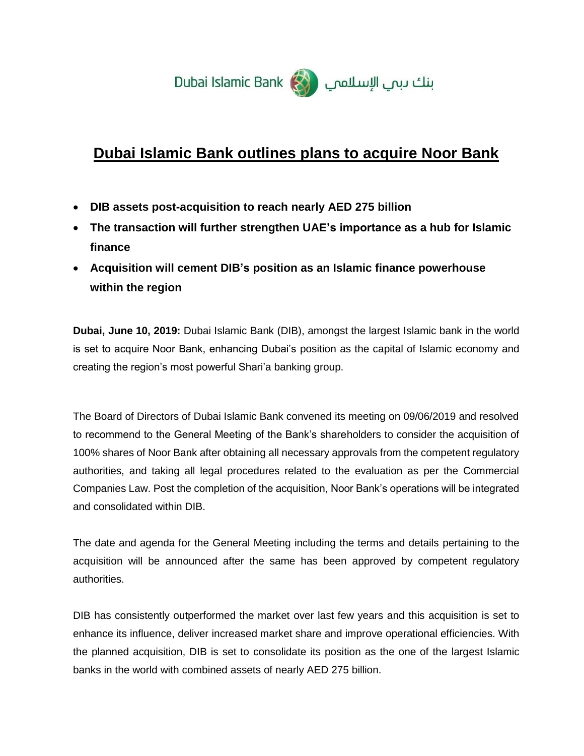Dubai Islamic Bank بنك دبي الإسلامي

# Dubai Islamic Bank outlines plans to acquire Noor Bank

- **DIB assets post-acquisition to reach nearly AED 275 billion**
- **The transaction will further strengthen UAE's importance as a hub for Islamic finance**
- **Acquisition will cement DIB's position as an Islamic finance powerhouse within the region**

**Dubai, June 10, 2019:** Dubai Islamic Bank (DIB), amongst the largest Islamic bank in the world is set to acquire Noor Bank, enhancing Dubai's position as the capital of Islamic economy and creating the region's most powerful Shari'a banking group.

The Board of Directors of Dubai Islamic Bank convened its meeting on 09/06/2019 and resolved to recommend to the General Meeting of the Bank's shareholders to consider the acquisition of 100% shares of Noor Bank after obtaining all necessary approvals from the competent regulatory authorities, and taking all legal procedures related to the evaluation as per the Commercial Companies Law. Post the completion of the acquisition, Noor Bank's operations will be integrated and consolidated within DIB.

The date and agenda for the General Meeting including the terms and details pertaining to the acquisition will be announced after the same has been approved by competent regulatory authorities.

DIB has consistently outperformed the market over last few years and this acquisition is set to enhance its influence, deliver increased market share and improve operational efficiencies. With the planned acquisition, DIB is set to consolidate its position as the one of the largest Islamic banks in the world with combined assets of nearly AED 275 billion.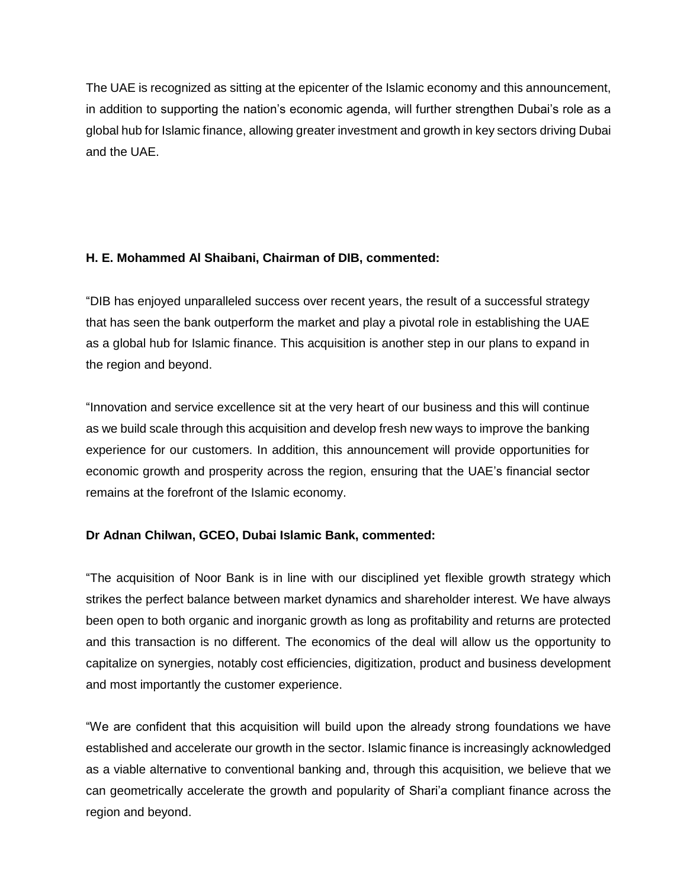The UAE is recognized as sitting at the epicenter of the Islamic economy and this announcement, in addition to supporting the nation's economic agenda, will further strengthen Dubai's role as a global hub for Islamic finance, allowing greater investment and growth in key sectors driving Dubai and the UAE.

**H. E. Mohammed Al Shaibani, Chairman of DIB, commented:**

"DIB has enjoyed unparalleled success over recent years, the result of a successful strategy that has seen the bank outperform the market and play a pivotal role in establishing the UAE as a global hub for Islamic finance. This acquisition is another step in our plans to expand in the region and beyond.

"Innovation and service excellence sit at the very heart of our business and this will continue as we build scale through this acquisition and develop fresh new ways to improve the banking experience for our customers. In addition, this announcement will provide opportunities for economic growth and prosperity across the region, ensuring that the UAE's financial sector remains at the forefront of the Islamic economy.

**Dr Adnan Chilwan, GCEO, Dubai Islamic Bank, commented:**

"The acquisition of Noor Bank is in line with our disciplined yet flexible growth strategy which strikes the perfect balance between market dynamics and shareholder interest. We have always been open to both organic and inorganic growth as long as profitability and returns are protected and this transaction is no different. The economics of the deal will allow us the opportunity to capitalize on synergies, notably cost efficiencies, digitization, product and business development and most importantly the customer experience.

"We are confident that this acquisition will build upon the already strong foundations we have established and accelerate our growth in the sector. Islamic finance is increasingly acknowledged as a viable alternative to conventional banking and, through this acquisition, we believe that we can geometrically accelerate the growth and popularity of Shari'a compliant finance across the region and beyond.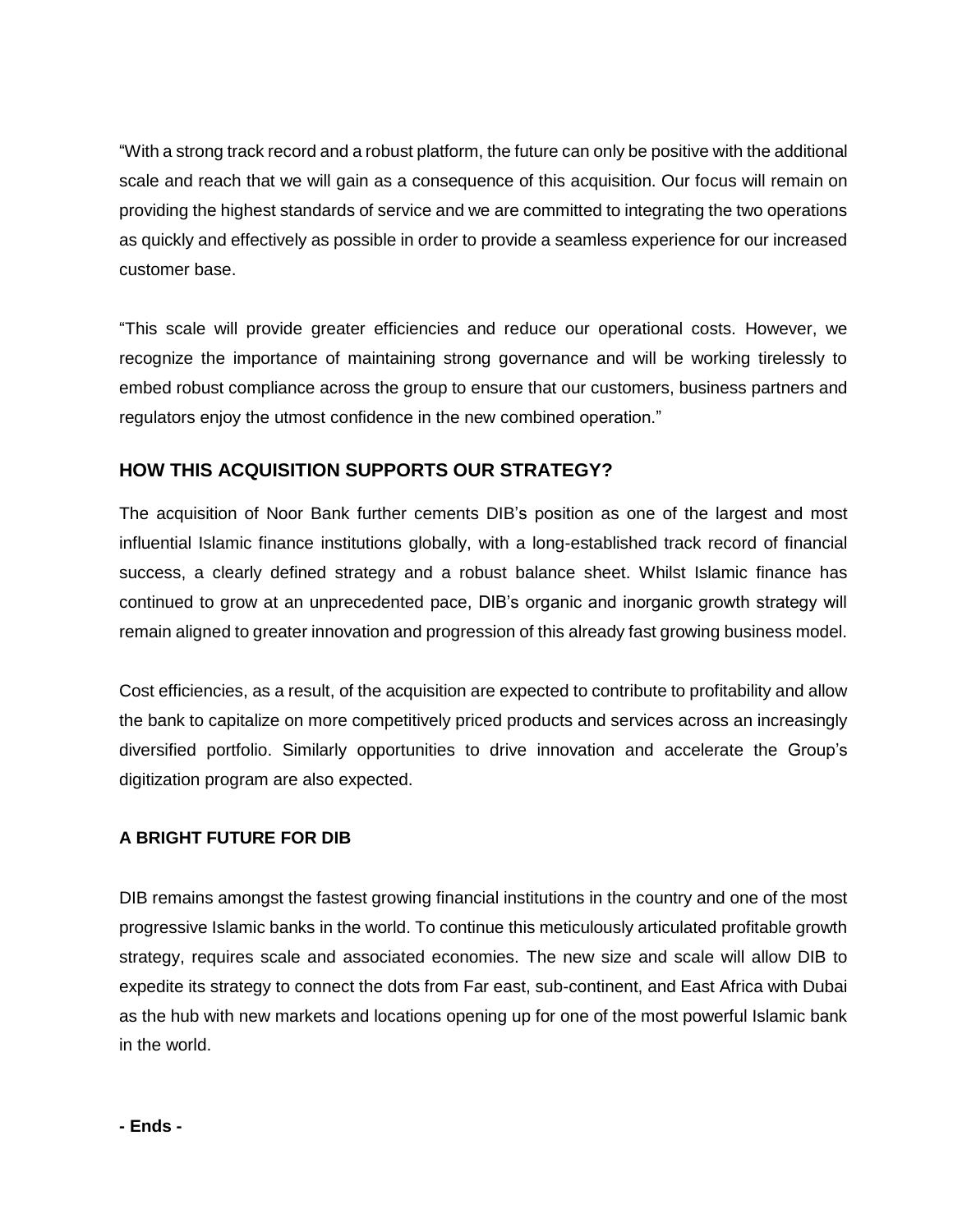"With a strong track record and a robust platform, the future can only be positive with the additional scale and reach that we will gain as a consequence of this acquisition. Our focus will remain on providing the highest standards of service and we are committed to integrating the two operations as quickly and effectively as possible in order to provide a seamless experience for our increased customer base.

"This scale will provide greater efficiencies and reduce our operational costs. However, we recognize the importance of maintaining strong governance and will be working tirelessly to embed robust compliance across the group to ensure that our customers, business partners and regulators enjoy the utmost confidence in the new combined operation."

## HOW THIS ACQUISITION SUPPORTS OUR STRATEGY?

The acquisition of Noor Bank further cements DIB's position as one of the largest and most influential Islamic finance institutions globally, with a long-established track record of financial success, a clearly defined strategy and a robust balance sheet. Whilst Islamic finance has continued to grow at an unprecedented pace, DIB's organic and inorganic growth strategy will remain aligned to greater innovation and progression of this already fast growing business model.

Cost efficiencies, as a result, of the acquisition are expected to contribute to profitability and allow the bank to capitalize on more competitively priced products and services across an increasingly diversified portfolio. Similarly opportunities to drive innovation and accelerate the Group's digitization program are also expected.

### A BRIGHT FUTURE FOR DIB

DIB remains amongst the fastest growing financial institutions in the country and one of the most progressive Islamic banks in the world. To continue this meticulously articulated profitable growth strategy, requires scale and associated economies. The new size and scale will allow DIB to expedite its strategy to connect the dots from Far east, sub-continent, and East Africa with Dubai as the hub with new markets and locations opening up for one of the most powerful Islamic bank in the world.

**- Ends -**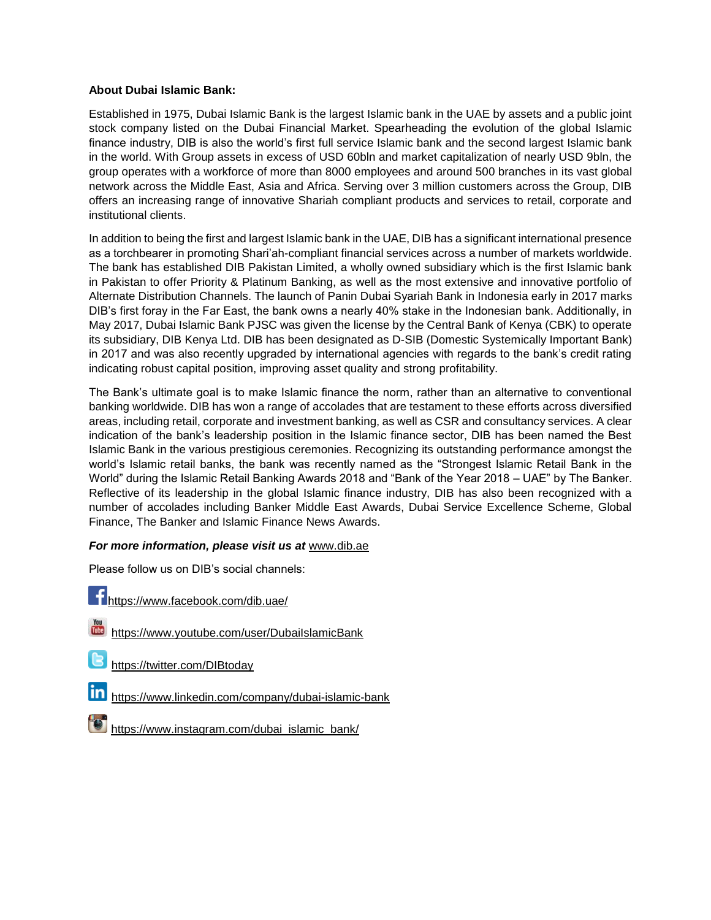**About Dubai Islamic Bank:**

Established in 1975, Dubai Islamic Bank is the largest Islamic bank in the UAE by assets and a public joint stock company listed on the Dubai Financial Market. Spearheading the evolution of the global Islamic finance industry, DIB is also the world's first full service Islamic bank and the second largest Islamic bank in the world. With Group assets in excess of USD 60bln and market capitalization of nearly USD 9bln, the group operates with a workforce of more than 8000 employees and around 500 branches in its vast global network across the Middle East, Asia and Africa. Serving over 3 million customers across the Group, DIB offers an increasing range of innovative Shariah compliant products and services to retail, corporate and institutional clients.

In addition to being the first and largest Islamic bank in the UAE, DIB has a significant international presence as a torchbearer in promoting Shari'ah-compliant financial services across a number of markets worldwide. The bank has established DIB Pakistan Limited, a wholly owned subsidiary which is the first Islamic bank in Pakistan to offer Priority & Platinum Banking, as well as the most extensive and innovative portfolio of Alternate Distribution Channels. The launch of Panin Dubai Syariah Bank in Indonesia early in 2017 marks DIB's first foray in the Far East, the bank owns a nearly 40% stake in the Indonesian bank. Additionally, in May 2017, Dubai Islamic Bank PJSC was given the license by the Central Bank of Kenya (CBK) to operate its subsidiary, DIB Kenya Ltd. DIB has been designated as D-SIB (Domestic Systemically Important Bank) in 2017 and was also recently upgraded by international agencies with regards to the bank's credit rating indicating robust capital position, improving asset quality and strong profitability.

The Bank's ultimate goal is to make Islamic finance the norm, rather than an alternative to conventional banking worldwide. DIB has won a range of accolades that are testament to these efforts across diversified areas, including retail, corporate and investment banking, as well as CSR and consultancy services. A clear indication of the bank's leadership position in the Islamic finance sector, DIB has been named the Best Islamic Bank in the various prestigious ceremonies. Recognizing its outstanding performance amongst the world's Islamic retail banks, the bank was recently named as the "Strongest Islamic Retail Bank in the World" during the Islamic Retail Banking Awards 2018 and "Bank of the Year 2018 – UAE" by The Banker. Reflective of its leadership in the global Islamic finance industry, DIB has also been recognized with a number of accolades including Banker Middle East Awards, Dubai Service Excellence Scheme, Global Finance, The Banker and Islamic Finance News Awards.

***For more information, please visit us at*** www.dib.ae

Please follow us on DIB's social channels:

https://www.facebook.com/dib.uae/

https://www.youtube.com/user/DubaiIslamicBank

https://twitter.com/DIBtoday

https://www.linkedin.com/company/dubai-islamic-bank

https://www.instagram.com/dubai_islamic_bank/